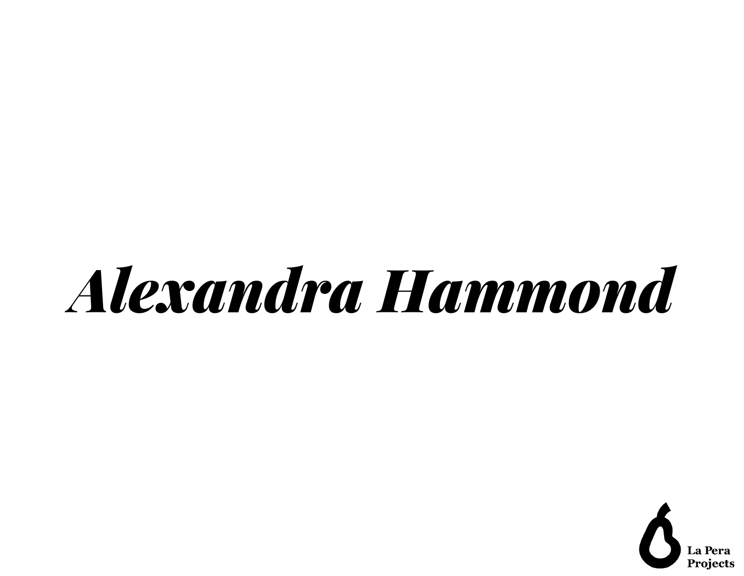# *Alexandra Hammond*

La Pera
Projects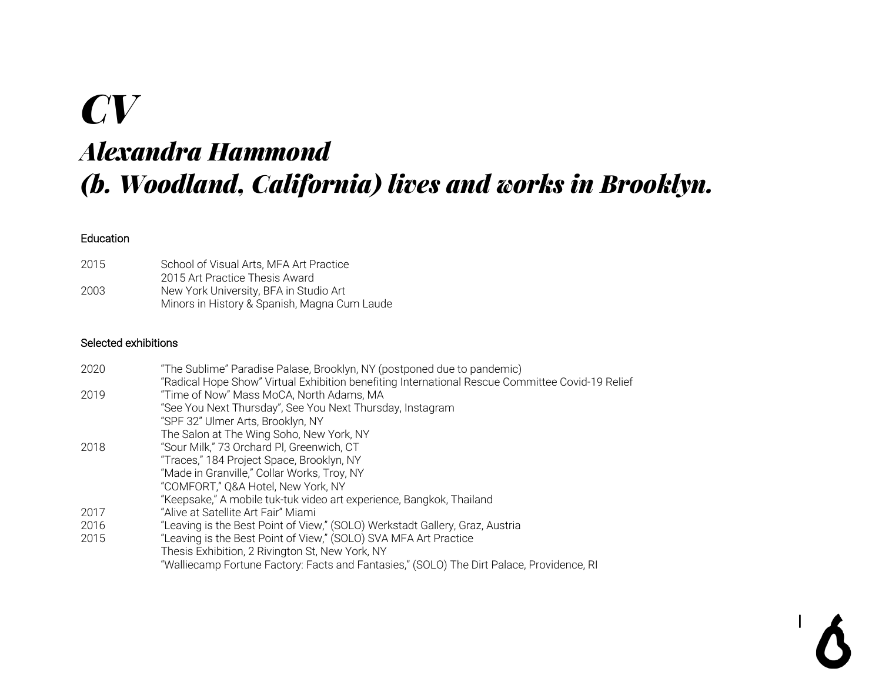# *CV*

## *Alexandra Hammond*
## *(b. Woodland, California) lives and works in Brooklyn.*

### Education

| | |
|---|---|
| 2015 | School of Visual Arts, MFA Art Practice |
| | 2015 Art Practice Thesis Award |
| 2003 | New York University, BFA in Studio Art |
| | Minors in History & Spanish, Magna Cum Laude |

### Selected exhibitions

| | |
|---|---|
| 2020 | "The Sublime" Paradise Palase, Brooklyn, NY (postponed due to pandemic) |
| | "Radical Hope Show" Virtual Exhibition benefiting International Rescue Committee Covid-19 Relief |
| 2019 | "Time of Now" Mass MoCA, North Adams, MA |
| | "See You Next Thursday", See You Next Thursday, Instagram |
| | "SPF 32" Ulmer Arts, Brooklyn, NY |
| | The Salon at The Wing Soho, New York, NY |
| 2018 | "Sour Milk," 73 Orchard Pl, Greenwich, CT |
| | "Traces," 184 Project Space, Brooklyn, NY |
| | "Made in Granville," Collar Works, Troy, NY |
| | "COMFORT," Q&A Hotel, New York, NY |
| | "Keepsake," A mobile tuk-tuk video art experience, Bangkok, Thailand |
| 2017 | "Alive at Satellite Art Fair" Miami |
| 2016 | "Leaving is the Best Point of View," (SOLO) Werkstadt Gallery, Graz, Austria |
| 2015 | "Leaving is the Best Point of View," (SOLO) SVA MFA Art Practice |
| | Thesis Exhibition, 2 Rivington St, New York, NY |
| | "Walliecamp Fortune Factory: Facts and Fantasies," (SOLO) The Dirt Palace, Providence, RI |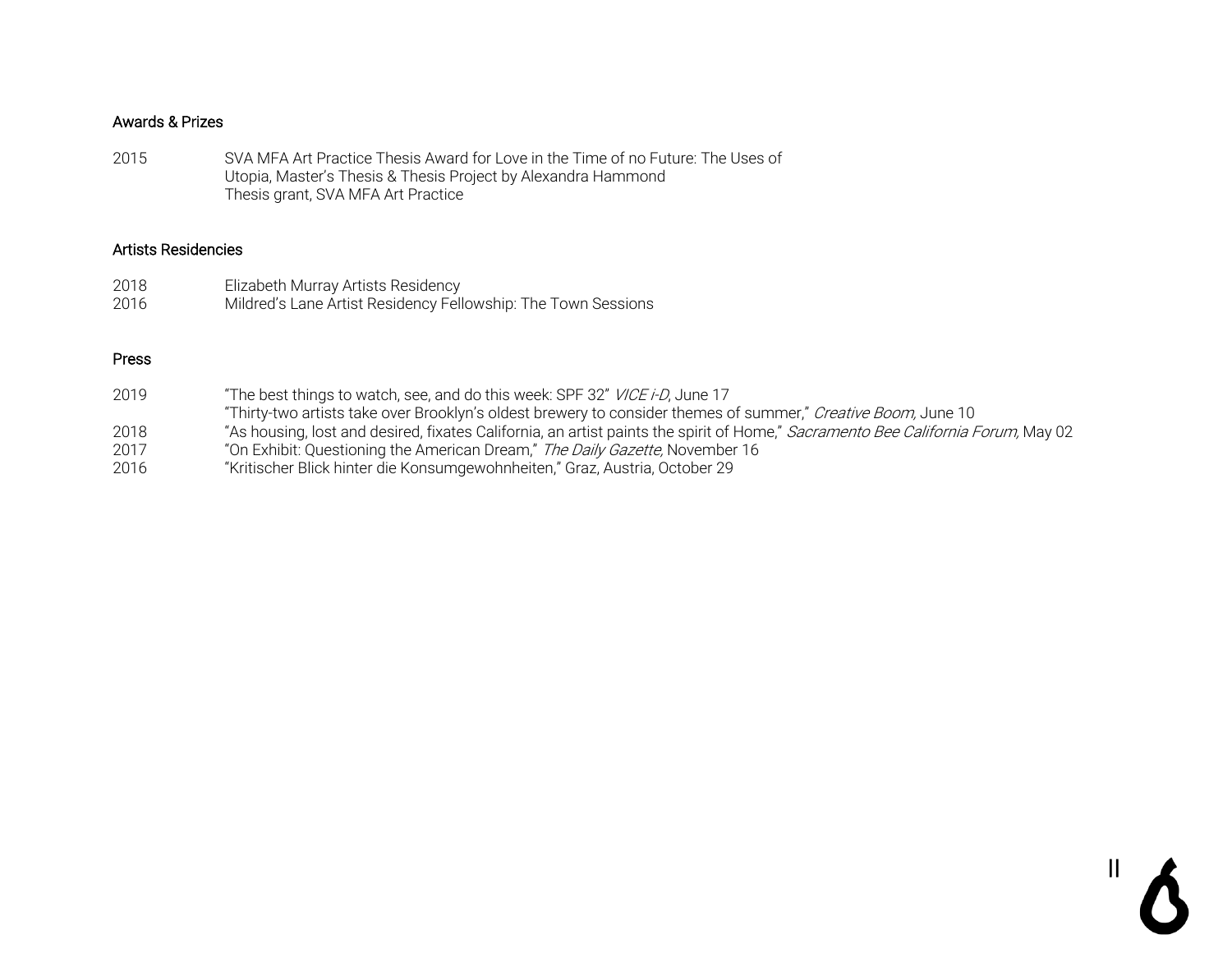## Awards & Prizes

2015 SVA MFA Art Practice Thesis Award for Love in the Time of no Future: The Uses of Utopia, Master's Thesis & Thesis Project by Alexandra Hammond
Thesis grant, SVA MFA Art Practice

## Artists Residencies

2018 Elizabeth Murray Artists Residency
2016 Mildred's Lane Artist Residency Fellowship: The Town Sessions

## Press

2019 "The best things to watch, see, and do this week: SPF 32" *VICE i-D*, June 17
"Thirty-two artists take over Brooklyn's oldest brewery to consider themes of summer," *Creative Boom,* June 10
2018 "As housing, lost and desired, fixates California, an artist paints the spirit of Home," *Sacramento Bee California Forum,* May 02
2017 "On Exhibit: Questioning the American Dream," *The Daily Gazette,* November 16
2016 "Kritischer Blick hinter die Konsumgewohnheiten," Graz, Austria, October 29